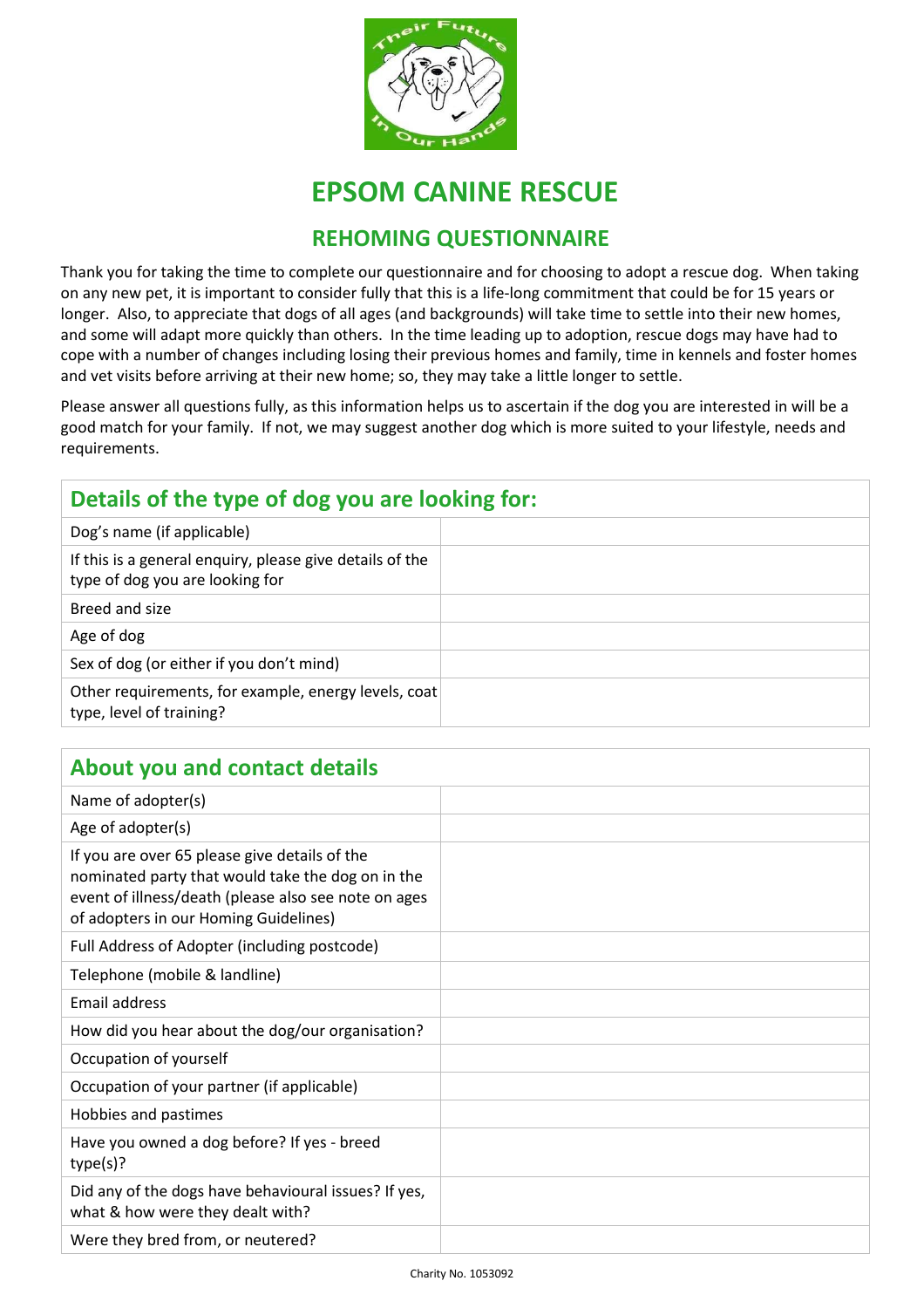# EPSOM CANINE RESCUE

## REHOMING QUESTIONNAIRE

Thank you for taking the time to complete our questionnaire and for choosing to adopt a rescue dog. When taking on any new pet, it is important to consider fully that this is a life-long commitment that could be for 15 years or longer. Also, to appreciate that dogs of all ages (and backgrounds) will take time to settle into their new homes, and some will adapt more quickly than others. In the time leading up to adoption, rescue dogs may have had to cope with a number of changes including losing their previous homes and family, time in kennels and foster homes and vet visits before arriving at their new home; so, they may take a little longer to settle.

Please answer all questions fully, as this information helps us to ascertain if the dog you are interested in will be a good match for your family. If not, we may suggest another dog which is more suited to your lifestyle, needs and requirements.

| Details of the type of dog you are looking for: | |
|---|---|
| Dog's name (if applicable) | |
| If this is a general enquiry, please give details of the type of dog you are looking for | |
| Breed and size | |
| Age of dog | |
| Sex of dog (or either if you don't mind) | |
| Other requirements, for example, energy levels, coat type, level of training? | |

| About you and contact details | |
|---|---|
| Name of adopter(s) | |
| Age of adopter(s) | |
| If you are over 65 please give details of the nominated party that would take the dog on in the event of illness/death (please also see note on ages of adopters in our Homing Guidelines) | |
| Full Address of Adopter (including postcode) | |
| Telephone (mobile & landline) | |
| Email address | |
| How did you hear about the dog/our organisation? | |
| Occupation of yourself | |
| Occupation of your partner (if applicable) | |
| Hobbies and pastimes | |
| Have you owned a dog before? If yes - breed type(s)? | |
| Did any of the dogs have behavioural issues? If yes, what & how were they dealt with? | |
| Were they bred from, or neutered? | |

Charity No. 1053092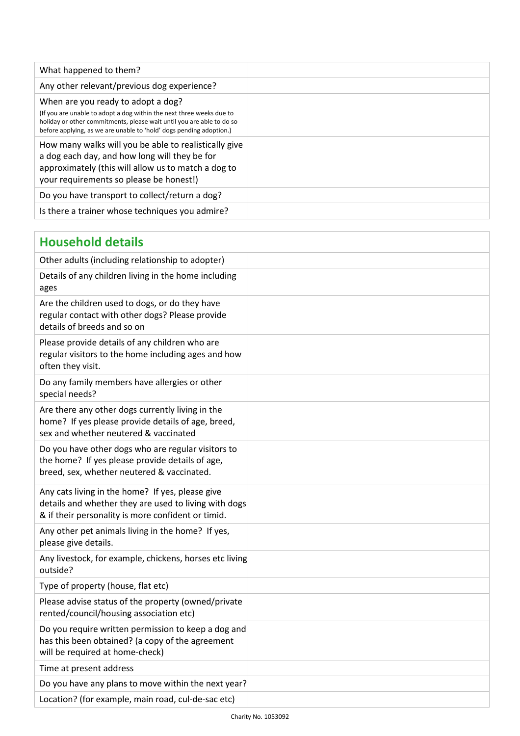| | |
|---|---|
| What happened to them? | |
| Any other relevant/previous dog experience? | |
| When are you ready to adopt a dog?<br>(If you are unable to adopt a dog within the next three weeks due to holiday or other commitments, please wait until you are able to do so before applying, as we are unable to 'hold' dogs pending adoption.) | |
| How many walks will you be able to realistically give a dog each day, and how long will they be for approximately (this will allow us to match a dog to your requirements so please be honest!) | |
| Do you have transport to collect/return a dog? | |
| Is there a trainer whose techniques you admire? | |

## Household details

| | |
|---|---|
| Other adults (including relationship to adopter) | |
| Details of any children living in the home including ages | |
| Are the children used to dogs, or do they have regular contact with other dogs? Please provide details of breeds and so on | |
| Please provide details of any children who are regular visitors to the home including ages and how often they visit. | |
| Do any family members have allergies or other special needs? | |
| Are there any other dogs currently living in the home? If yes please provide details of age, breed, sex and whether neutered & vaccinated | |
| Do you have other dogs who are regular visitors to the home? If yes please provide details of age, breed, sex, whether neutered & vaccinated. | |
| Any cats living in the home? If yes, please give details and whether they are used to living with dogs & if their personality is more confident or timid. | |
| Any other pet animals living in the home? If yes, please give details. | |
| Any livestock, for example, chickens, horses etc living outside? | |
| Type of property (house, flat etc) | |
| Please advise status of the property (owned/private rented/council/housing association etc) | |
| Do you require written permission to keep a dog and has this been obtained? (a copy of the agreement will be required at home-check) | |
| Time at present address | |
| Do you have any plans to move within the next year? | |
| Location? (for example, main road, cul-de-sac etc) | |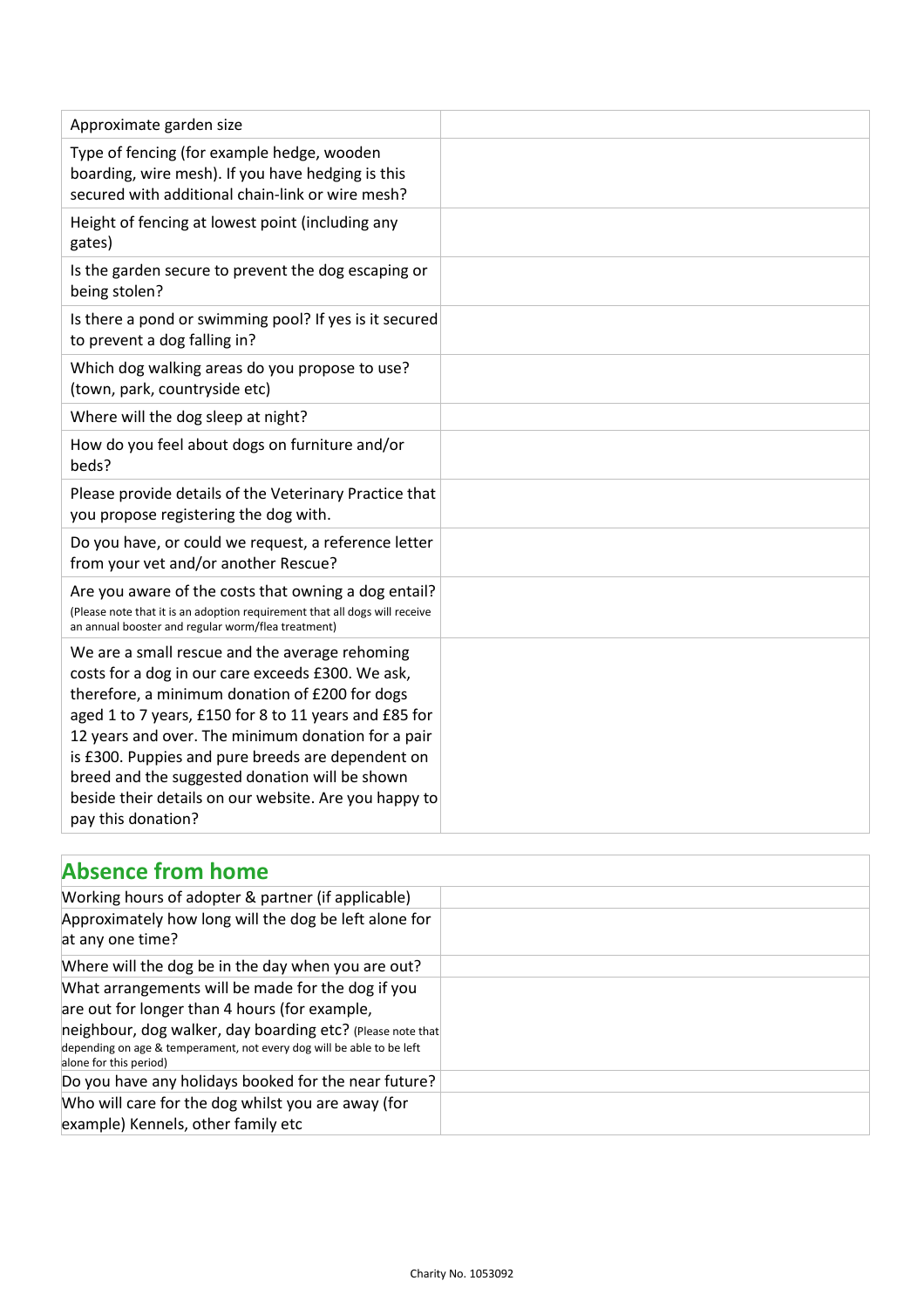| | |
|---|---|
| Approximate garden size | |
| Type of fencing (for example hedge, wooden boarding, wire mesh). If you have hedging is this secured with additional chain-link or wire mesh? | |
| Height of fencing at lowest point (including any gates) | |
| Is the garden secure to prevent the dog escaping or being stolen? | |
| Is there a pond or swimming pool? If yes is it secured to prevent a dog falling in? | |
| Which dog walking areas do you propose to use? (town, park, countryside etc) | |
| Where will the dog sleep at night? | |
| How do you feel about dogs on furniture and/or beds? | |
| Please provide details of the Veterinary Practice that you propose registering the dog with. | |
| Do you have, or could we request, a reference letter from your vet and/or another Rescue? | |
| Are you aware of the costs that owning a dog entail? (Please note that it is an adoption requirement that all dogs will receive an annual booster and regular worm/flea treatment) | |
| We are a small rescue and the average rehoming costs for a dog in our care exceeds £300. We ask, therefore, a minimum donation of £200 for dogs aged 1 to 7 years, £150 for 8 to 11 years and £85 for 12 years and over. The minimum donation for a pair is £300. Puppies and pure breeds are dependent on breed and the suggested donation will be shown beside their details on our website. Are you happy to pay this donation? | |

## Absence from home

| | |
|---|---|
| Working hours of adopter & partner (if applicable) | |
| Approximately how long will the dog be left alone for at any one time? | |
| Where will the dog be in the day when you are out? | |
| What arrangements will be made for the dog if you are out for longer than 4 hours (for example, neighbour, dog walker, day boarding etc? (Please note that depending on age & temperament, not every dog will be able to be left alone for this period) | |
| Do you have any holidays booked for the near future? | |
| Who will care for the dog whilst you are away (for example) Kennels, other family etc | |

Charity No. 1053092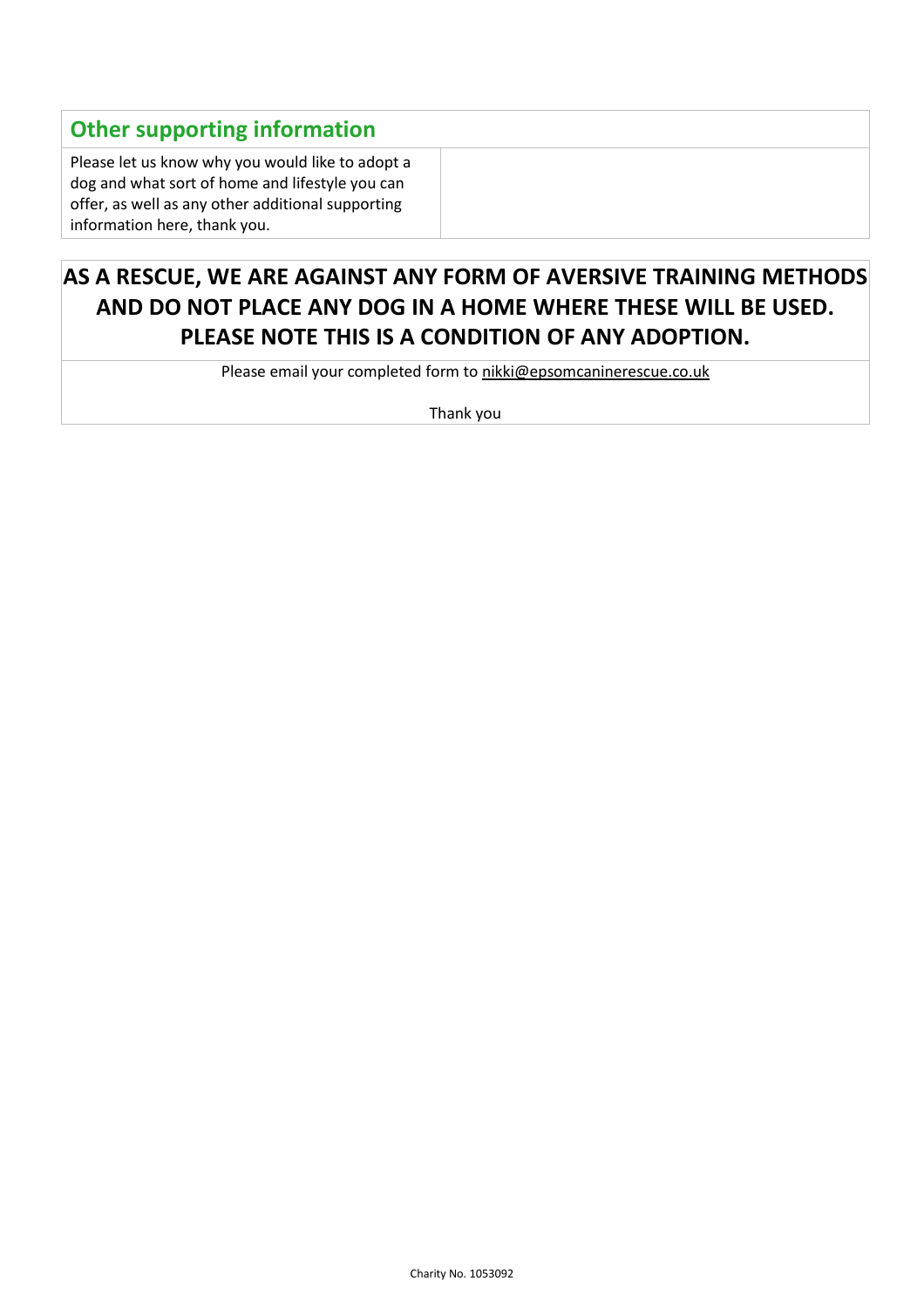## Other supporting information

| | |
|---|---|
| Please let us know why you would like to adopt a dog and what sort of home and lifestyle you can offer, as well as any other additional supporting information here, thank you. | |

**AS A RESCUE, WE ARE AGAINST ANY FORM OF AVERSIVE TRAINING METHODS AND DO NOT PLACE ANY DOG IN A HOME WHERE THESE WILL BE USED. PLEASE NOTE THIS IS A CONDITION OF ANY ADOPTION.**

Please email your completed form to nikki@epsomcaninerescue.co.uk

Thank you

Charity No. 1053092